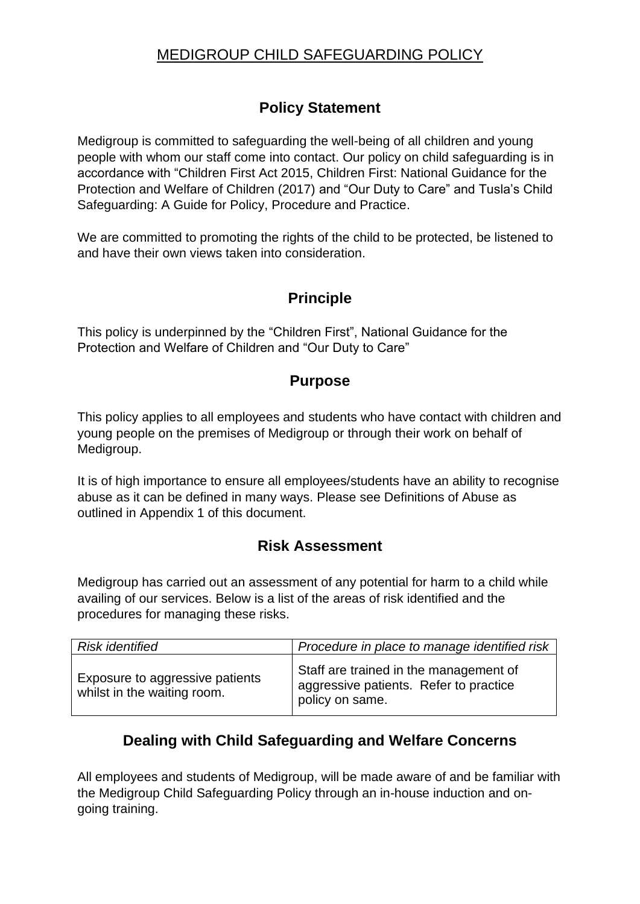# MEDIGROUP CHILD SAFEGUARDING POLICY

## Policy Statement

Medigroup is committed to safeguarding the well-being of all children and young people with whom our staff come into contact. Our policy on child safeguarding is in accordance with "Children First Act 2015, Children First: National Guidance for the Protection and Welfare of Children (2017) and "Our Duty to Care" and Tusla's Child Safeguarding: A Guide for Policy, Procedure and Practice.

We are committed to promoting the rights of the child to be protected, be listened to and have their own views taken into consideration.

## Principle

This policy is underpinned by the "Children First", National Guidance for the Protection and Welfare of Children and "Our Duty to Care"

## Purpose

This policy applies to all employees and students who have contact with children and young people on the premises of Medigroup or through their work on behalf of Medigroup.

It is of high importance to ensure all employees/students have an ability to recognise abuse as it can be defined in many ways. Please see Definitions of Abuse as outlined in Appendix 1 of this document.

## Risk Assessment

Medigroup has carried out an assessment of any potential for harm to a child while availing of our services. Below is a list of the areas of risk identified and the procedures for managing these risks.

| *Risk identified* | *Procedure in place to manage identified risk* |
| --- | --- |
| Exposure to aggressive patients whilst in the waiting room. | Staff are trained in the management of aggressive patients. Refer to practice policy on same. |

## Dealing with Child Safeguarding and Welfare Concerns

All employees and students of Medigroup, will be made aware of and be familiar with the Medigroup Child Safeguarding Policy through an in-house induction and on-going training.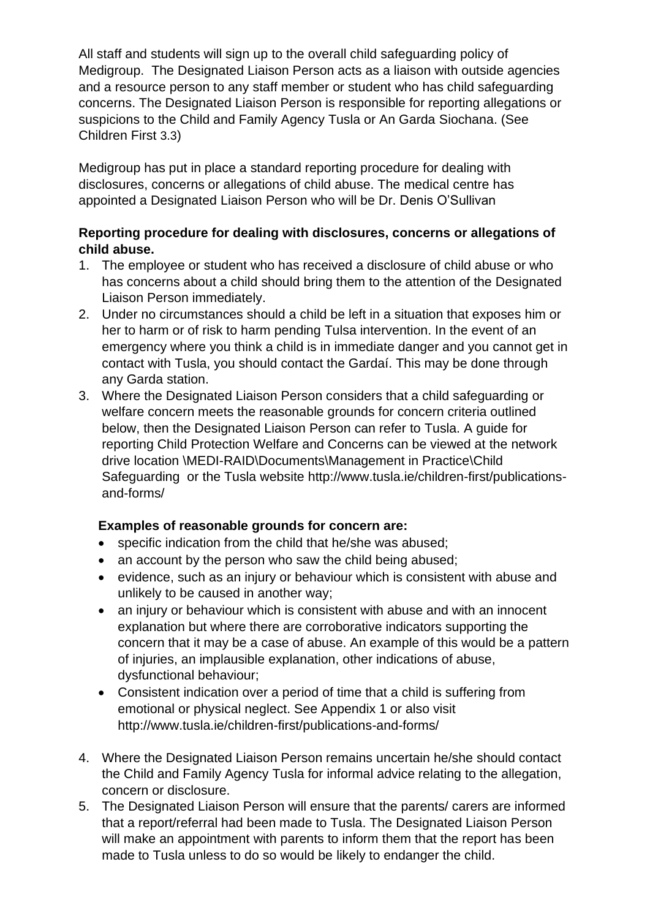All staff and students will sign up to the overall child safeguarding policy of Medigroup. The Designated Liaison Person acts as a liaison with outside agencies and a resource person to any staff member or student who has child safeguarding concerns. The Designated Liaison Person is responsible for reporting allegations or suspicions to the Child and Family Agency Tusla or An Garda Siochana. (See Children First 3.3)

Medigroup has put in place a standard reporting procedure for dealing with disclosures, concerns or allegations of child abuse. The medical centre has appointed a Designated Liaison Person who will be Dr. Denis O'Sullivan

**Reporting procedure for dealing with disclosures, concerns or allegations of child abuse.**

1. The employee or student who has received a disclosure of child abuse or who has concerns about a child should bring them to the attention of the Designated Liaison Person immediately.
2. Under no circumstances should a child be left in a situation that exposes him or her to harm or of risk to harm pending Tulsa intervention. In the event of an emergency where you think a child is in immediate danger and you cannot get in contact with Tusla, you should contact the Gardaí. This may be done through any Garda station.
3. Where the Designated Liaison Person considers that a child safeguarding or welfare concern meets the reasonable grounds for concern criteria outlined below, then the Designated Liaison Person can refer to Tusla. A guide for reporting Child Protection Welfare and Concerns can be viewed at the network drive location \MEDI-RAID\Documents\Management in Practice\Child Safeguarding or the Tusla website http://www.tusla.ie/children-first/publications-and-forms/

   **Examples of reasonable grounds for concern are:**

   - specific indication from the child that he/she was abused;
   - an account by the person who saw the child being abused;
   - evidence, such as an injury or behaviour which is consistent with abuse and unlikely to be caused in another way;
   - an injury or behaviour which is consistent with abuse and with an innocent explanation but where there are corroborative indicators supporting the concern that it may be a case of abuse. An example of this would be a pattern of injuries, an implausible explanation, other indications of abuse, dysfunctional behaviour;
   - Consistent indication over a period of time that a child is suffering from emotional or physical neglect. See Appendix 1 or also visit http://www.tusla.ie/children-first/publications-and-forms/

4. Where the Designated Liaison Person remains uncertain he/she should contact the Child and Family Agency Tusla for informal advice relating to the allegation, concern or disclosure.
5. The Designated Liaison Person will ensure that the parents/ carers are informed that a report/referral had been made to Tusla. The Designated Liaison Person will make an appointment with parents to inform them that the report has been made to Tusla unless to do so would be likely to endanger the child.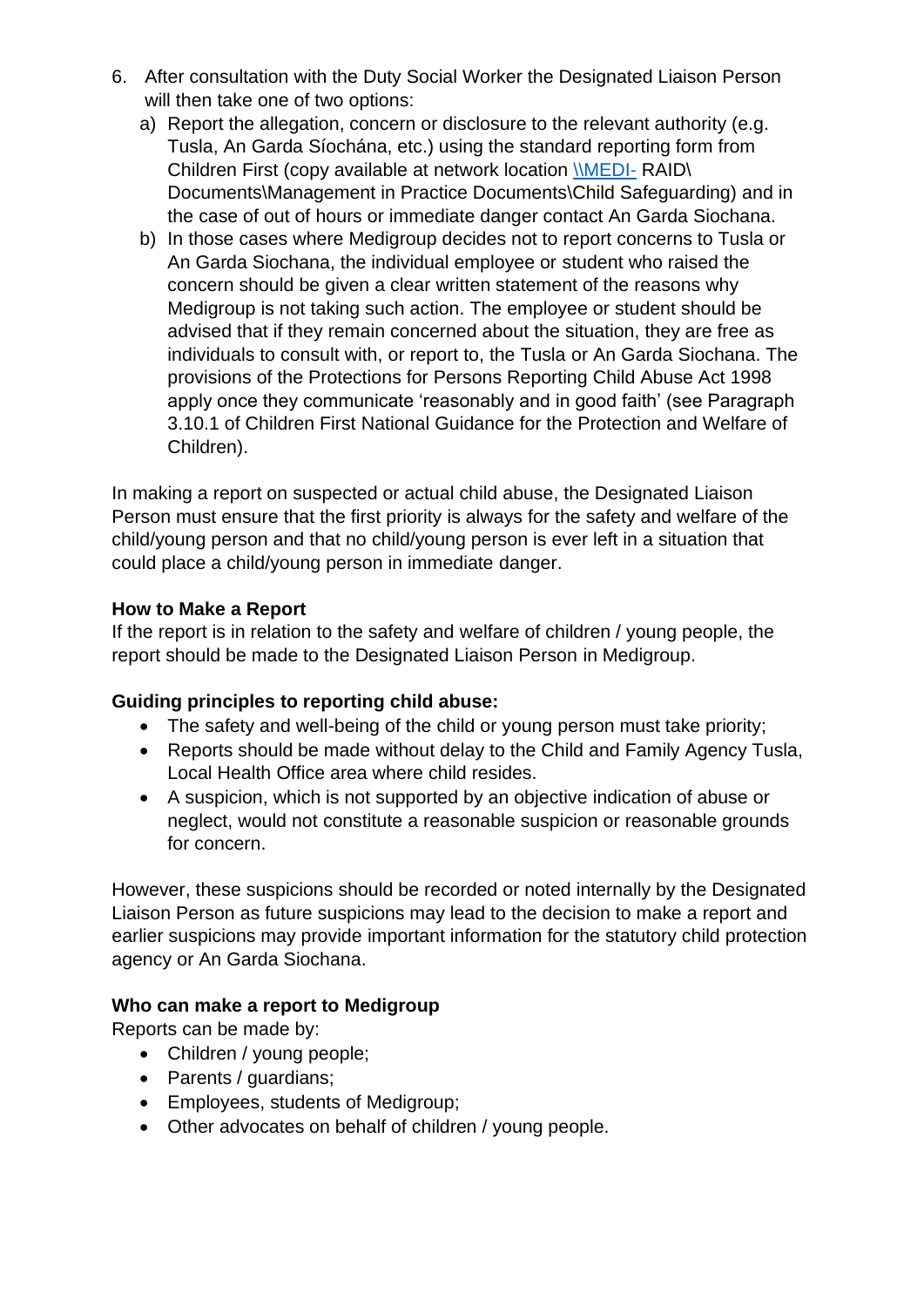6. After consultation with the Duty Social Worker the Designated Liaison Person will then take one of two options:
   a) Report the allegation, concern or disclosure to the relevant authority (e.g. Tusla, An Garda Síochána, etc.) using the standard reporting form from Children First (copy available at network location \\MEDI- RAID\ Documents\Management in Practice Documents\Child Safeguarding) and in the case of out of hours or immediate danger contact An Garda Siochana.
   b) In those cases where Medigroup decides not to report concerns to Tusla or An Garda Siochana, the individual employee or student who raised the concern should be given a clear written statement of the reasons why Medigroup is not taking such action. The employee or student should be advised that if they remain concerned about the situation, they are free as individuals to consult with, or report to, the Tusla or An Garda Siochana. The provisions of the Protections for Persons Reporting Child Abuse Act 1998 apply once they communicate 'reasonably and in good faith' (see Paragraph 3.10.1 of Children First National Guidance for the Protection and Welfare of Children).

In making a report on suspected or actual child abuse, the Designated Liaison Person must ensure that the first priority is always for the safety and welfare of the child/young person and that no child/young person is ever left in a situation that could place a child/young person in immediate danger.

**How to Make a Report**
If the report is in relation to the safety and welfare of children / young people, the report should be made to the Designated Liaison Person in Medigroup.

**Guiding principles to reporting child abuse:**

- The safety and well-being of the child or young person must take priority;
- Reports should be made without delay to the Child and Family Agency Tusla, Local Health Office area where child resides.
- A suspicion, which is not supported by an objective indication of abuse or neglect, would not constitute a reasonable suspicion or reasonable grounds for concern.

However, these suspicions should be recorded or noted internally by the Designated Liaison Person as future suspicions may lead to the decision to make a report and earlier suspicions may provide important information for the statutory child protection agency or An Garda Siochana.

**Who can make a report to Medigroup**
Reports can be made by:

- Children / young people;
- Parents / guardians;
- Employees, students of Medigroup;
- Other advocates on behalf of children / young people.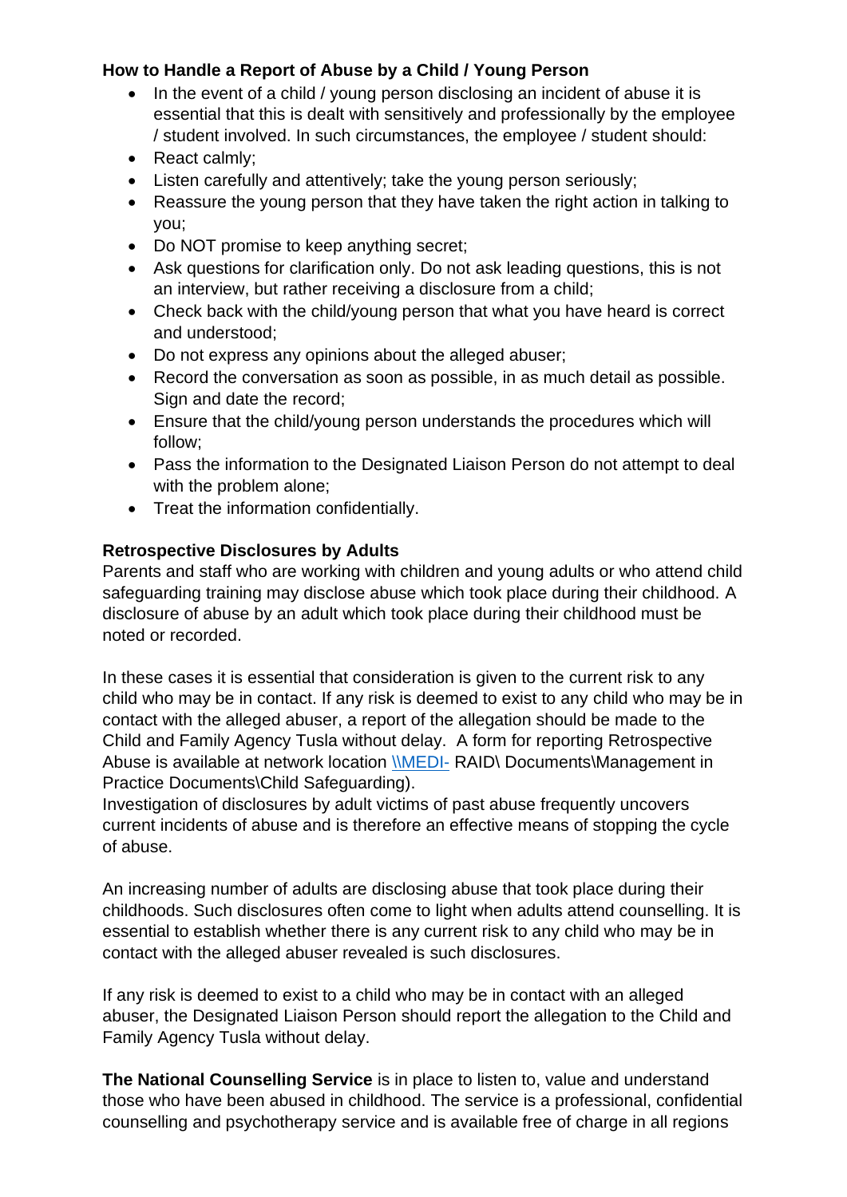**How to Handle a Report of Abuse by a Child / Young Person**

- In the event of a child / young person disclosing an incident of abuse it is essential that this is dealt with sensitively and professionally by the employee / student involved. In such circumstances, the employee / student should:
- React calmly;
- Listen carefully and attentively; take the young person seriously;
- Reassure the young person that they have taken the right action in talking to you;
- Do NOT promise to keep anything secret;
- Ask questions for clarification only. Do not ask leading questions, this is not an interview, but rather receiving a disclosure from a child;
- Check back with the child/young person that what you have heard is correct and understood;
- Do not express any opinions about the alleged abuser;
- Record the conversation as soon as possible, in as much detail as possible. Sign and date the record;
- Ensure that the child/young person understands the procedures which will follow;
- Pass the information to the Designated Liaison Person do not attempt to deal with the problem alone;
- Treat the information confidentially.

**Retrospective Disclosures by Adults**

Parents and staff who are working with children and young adults or who attend child safeguarding training may disclose abuse which took place during their childhood. A disclosure of abuse by an adult which took place during their childhood must be noted or recorded.

In these cases it is essential that consideration is given to the current risk to any child who may be in contact. If any risk is deemed to exist to any child who may be in contact with the alleged abuser, a report of the allegation should be made to the Child and Family Agency Tusla without delay. A form for reporting Retrospective Abuse is available at network location \\MEDI- RAID\ Documents\Management in Practice Documents\Child Safeguarding).
Investigation of disclosures by adult victims of past abuse frequently uncovers current incidents of abuse and is therefore an effective means of stopping the cycle of abuse.

An increasing number of adults are disclosing abuse that took place during their childhoods. Such disclosures often come to light when adults attend counselling. It is essential to establish whether there is any current risk to any child who may be in contact with the alleged abuser revealed is such disclosures.

If any risk is deemed to exist to a child who may be in contact with an alleged abuser, the Designated Liaison Person should report the allegation to the Child and Family Agency Tusla without delay.

**The National Counselling Service** is in place to listen to, value and understand those who have been abused in childhood. The service is a professional, confidential counselling and psychotherapy service and is available free of charge in all regions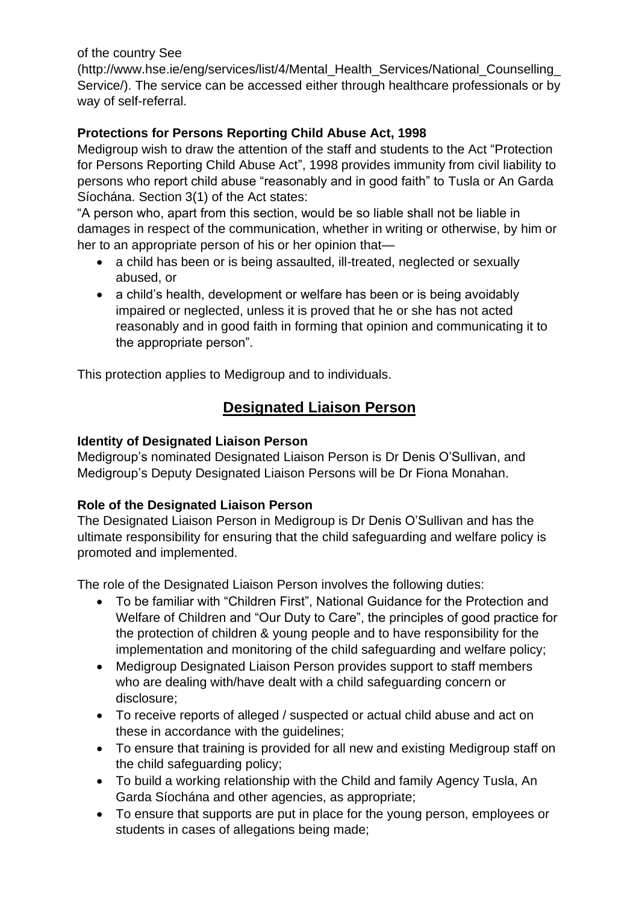of the country See (http://www.hse.ie/eng/services/list/4/Mental_Health_Services/National_Counselling_Service/). The service can be accessed either through healthcare professionals or by way of self-referral.

**Protections for Persons Reporting Child Abuse Act, 1998**

Medigroup wish to draw the attention of the staff and students to the Act "Protection for Persons Reporting Child Abuse Act", 1998 provides immunity from civil liability to persons who report child abuse "reasonably and in good faith" to Tusla or An Garda Síochána. Section 3(1) of the Act states:

"A person who, apart from this section, would be so liable shall not be liable in damages in respect of the communication, whether in writing or otherwise, by him or her to an appropriate person of his or her opinion that—

- a child has been or is being assaulted, ill-treated, neglected or sexually abused, or
- a child's health, development or welfare has been or is being avoidably impaired or neglected, unless it is proved that he or she has not acted reasonably and in good faith in forming that opinion and communicating it to the appropriate person".

This protection applies to Medigroup and to individuals.

## Designated Liaison Person

**Identity of Designated Liaison Person**

Medigroup's nominated Designated Liaison Person is Dr Denis O'Sullivan, and Medigroup's Deputy Designated Liaison Persons will be Dr Fiona Monahan.

**Role of the Designated Liaison Person**

The Designated Liaison Person in Medigroup is Dr Denis O'Sullivan and has the ultimate responsibility for ensuring that the child safeguarding and welfare policy is promoted and implemented.

The role of the Designated Liaison Person involves the following duties:

- To be familiar with "Children First", National Guidance for the Protection and Welfare of Children and "Our Duty to Care", the principles of good practice for the protection of children & young people and to have responsibility for the implementation and monitoring of the child safeguarding and welfare policy;
- Medigroup Designated Liaison Person provides support to staff members who are dealing with/have dealt with a child safeguarding concern or disclosure;
- To receive reports of alleged / suspected or actual child abuse and act on these in accordance with the guidelines;
- To ensure that training is provided for all new and existing Medigroup staff on the child safeguarding policy;
- To build a working relationship with the Child and family Agency Tusla, An Garda Síochána and other agencies, as appropriate;
- To ensure that supports are put in place for the young person, employees or students in cases of allegations being made;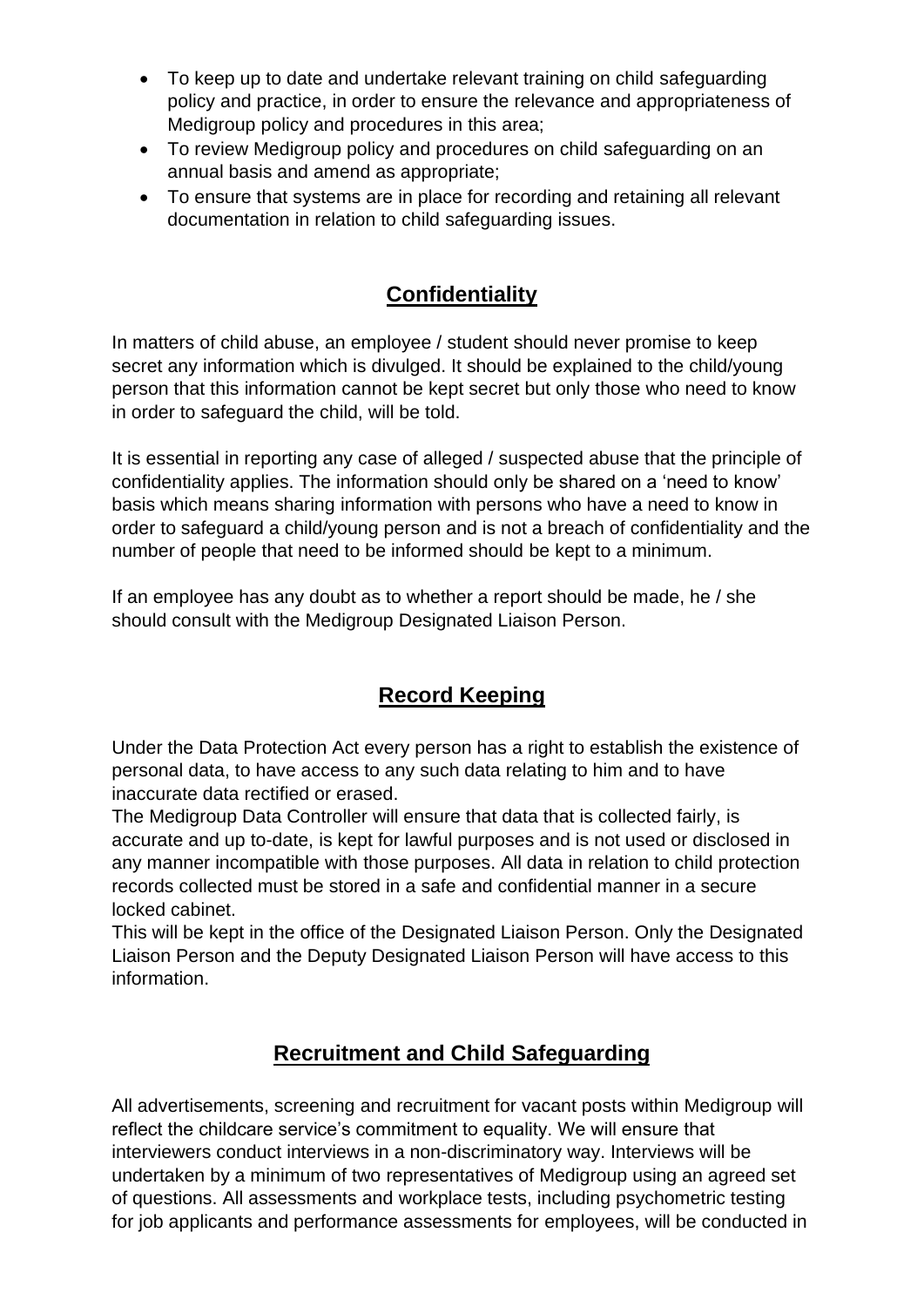- To keep up to date and undertake relevant training on child safeguarding policy and practice, in order to ensure the relevance and appropriateness of Medigroup policy and procedures in this area;
- To review Medigroup policy and procedures on child safeguarding on an annual basis and amend as appropriate;
- To ensure that systems are in place for recording and retaining all relevant documentation in relation to child safeguarding issues.

## Confidentiality

In matters of child abuse, an employee / student should never promise to keep secret any information which is divulged. It should be explained to the child/young person that this information cannot be kept secret but only those who need to know in order to safeguard the child, will be told.

It is essential in reporting any case of alleged / suspected abuse that the principle of confidentiality applies. The information should only be shared on a 'need to know' basis which means sharing information with persons who have a need to know in order to safeguard a child/young person and is not a breach of confidentiality and the number of people that need to be informed should be kept to a minimum.

If an employee has any doubt as to whether a report should be made, he / she should consult with the Medigroup Designated Liaison Person.

## Record Keeping

Under the Data Protection Act every person has a right to establish the existence of personal data, to have access to any such data relating to him and to have inaccurate data rectified or erased.
The Medigroup Data Controller will ensure that data that is collected fairly, is accurate and up to-date, is kept for lawful purposes and is not used or disclosed in any manner incompatible with those purposes. All data in relation to child protection records collected must be stored in a safe and confidential manner in a secure locked cabinet.
This will be kept in the office of the Designated Liaison Person. Only the Designated Liaison Person and the Deputy Designated Liaison Person will have access to this information.

## Recruitment and Child Safeguarding

All advertisements, screening and recruitment for vacant posts within Medigroup will reflect the childcare service's commitment to equality. We will ensure that interviewers conduct interviews in a non-discriminatory way. Interviews will be undertaken by a minimum of two representatives of Medigroup using an agreed set of questions. All assessments and workplace tests, including psychometric testing for job applicants and performance assessments for employees, will be conducted in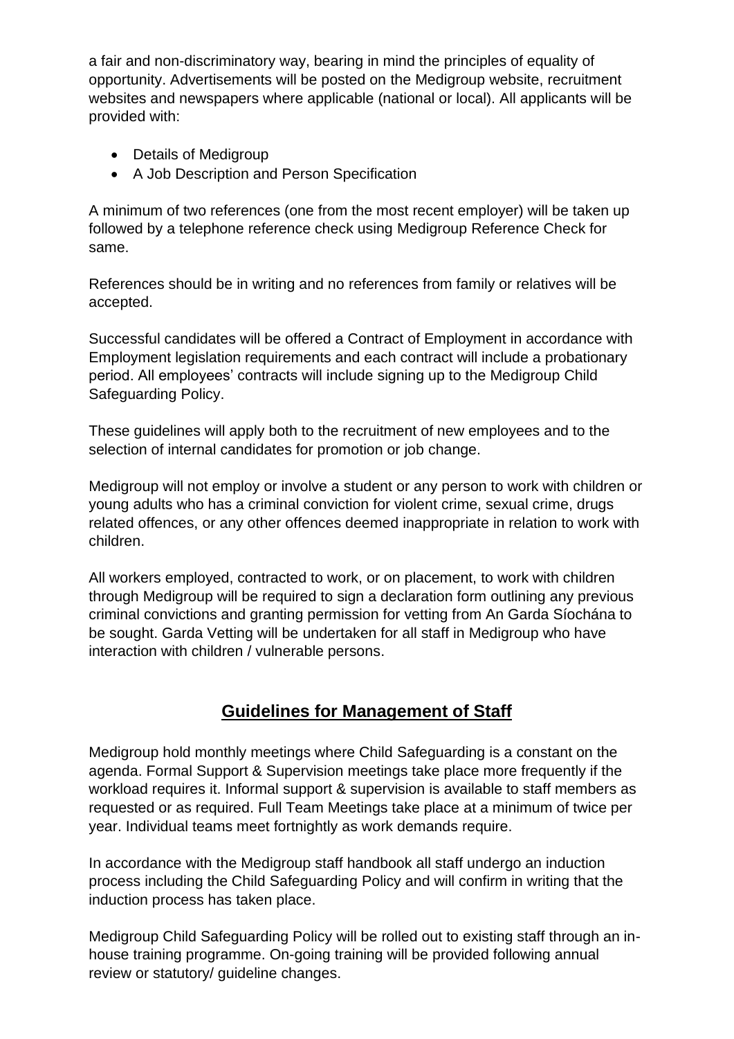a fair and non-discriminatory way, bearing in mind the principles of equality of opportunity. Advertisements will be posted on the Medigroup website, recruitment websites and newspapers where applicable (national or local). All applicants will be provided with:

- Details of Medigroup
- A Job Description and Person Specification

A minimum of two references (one from the most recent employer) will be taken up followed by a telephone reference check using Medigroup Reference Check for same.

References should be in writing and no references from family or relatives will be accepted.

Successful candidates will be offered a Contract of Employment in accordance with Employment legislation requirements and each contract will include a probationary period. All employees' contracts will include signing up to the Medigroup Child Safeguarding Policy.

These guidelines will apply both to the recruitment of new employees and to the selection of internal candidates for promotion or job change.

Medigroup will not employ or involve a student or any person to work with children or young adults who has a criminal conviction for violent crime, sexual crime, drugs related offences, or any other offences deemed inappropriate in relation to work with children.

All workers employed, contracted to work, or on placement, to work with children through Medigroup will be required to sign a declaration form outlining any previous criminal convictions and granting permission for vetting from An Garda Síochána to be sought. Garda Vetting will be undertaken for all staff in Medigroup who have interaction with children / vulnerable persons.

## Guidelines for Management of Staff

Medigroup hold monthly meetings where Child Safeguarding is a constant on the agenda. Formal Support & Supervision meetings take place more frequently if the workload requires it. Informal support & supervision is available to staff members as requested or as required. Full Team Meetings take place at a minimum of twice per year. Individual teams meet fortnightly as work demands require.

In accordance with the Medigroup staff handbook all staff undergo an induction process including the Child Safeguarding Policy and will confirm in writing that the induction process has taken place.

Medigroup Child Safeguarding Policy will be rolled out to existing staff through an in-house training programme. On-going training will be provided following annual review or statutory/ guideline changes.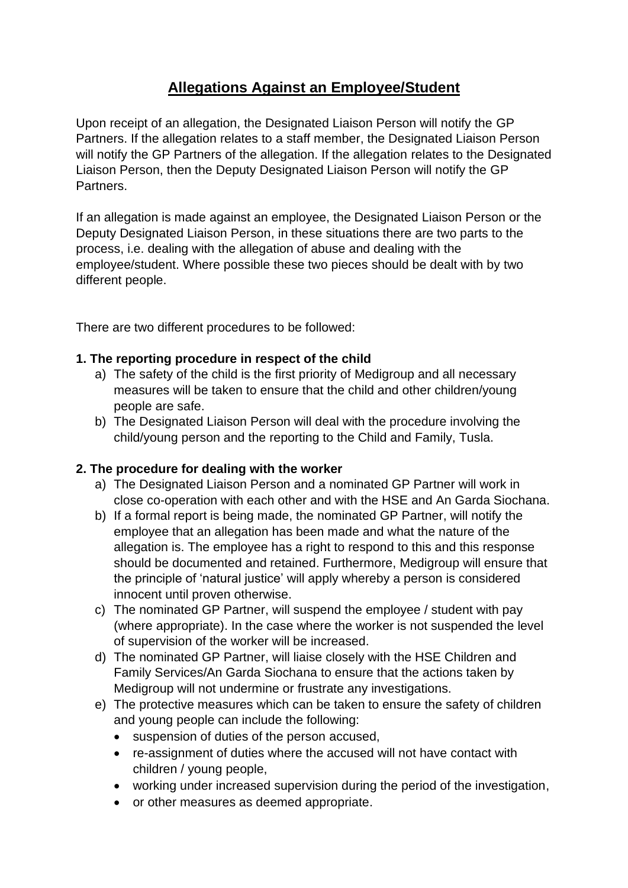# Allegations Against an Employee/Student

Upon receipt of an allegation, the Designated Liaison Person will notify the GP Partners. If the allegation relates to a staff member, the Designated Liaison Person will notify the GP Partners of the allegation. If the allegation relates to the Designated Liaison Person, then the Deputy Designated Liaison Person will notify the GP Partners.

If an allegation is made against an employee, the Designated Liaison Person or the Deputy Designated Liaison Person, in these situations there are two parts to the process, i.e. dealing with the allegation of abuse and dealing with the employee/student. Where possible these two pieces should be dealt with by two different people.

There are two different procedures to be followed:

**1. The reporting procedure in respect of the child**

a) The safety of the child is the first priority of Medigroup and all necessary measures will be taken to ensure that the child and other children/young people are safe.

b) The Designated Liaison Person will deal with the procedure involving the child/young person and the reporting to the Child and Family, Tusla.

**2. The procedure for dealing with the worker**

a) The Designated Liaison Person and a nominated GP Partner will work in close co-operation with each other and with the HSE and An Garda Siochana.

b) If a formal report is being made, the nominated GP Partner, will notify the employee that an allegation has been made and what the nature of the allegation is. The employee has a right to respond to this and this response should be documented and retained. Furthermore, Medigroup will ensure that the principle of 'natural justice' will apply whereby a person is considered innocent until proven otherwise.

c) The nominated GP Partner, will suspend the employee / student with pay (where appropriate). In the case where the worker is not suspended the level of supervision of the worker will be increased.

d) The nominated GP Partner, will liaise closely with the HSE Children and Family Services/An Garda Siochana to ensure that the actions taken by Medigroup will not undermine or frustrate any investigations.

e) The protective measures which can be taken to ensure the safety of children and young people can include the following:
   - suspension of duties of the person accused,
   - re-assignment of duties where the accused will not have contact with children / young people,
   - working under increased supervision during the period of the investigation,
   - or other measures as deemed appropriate.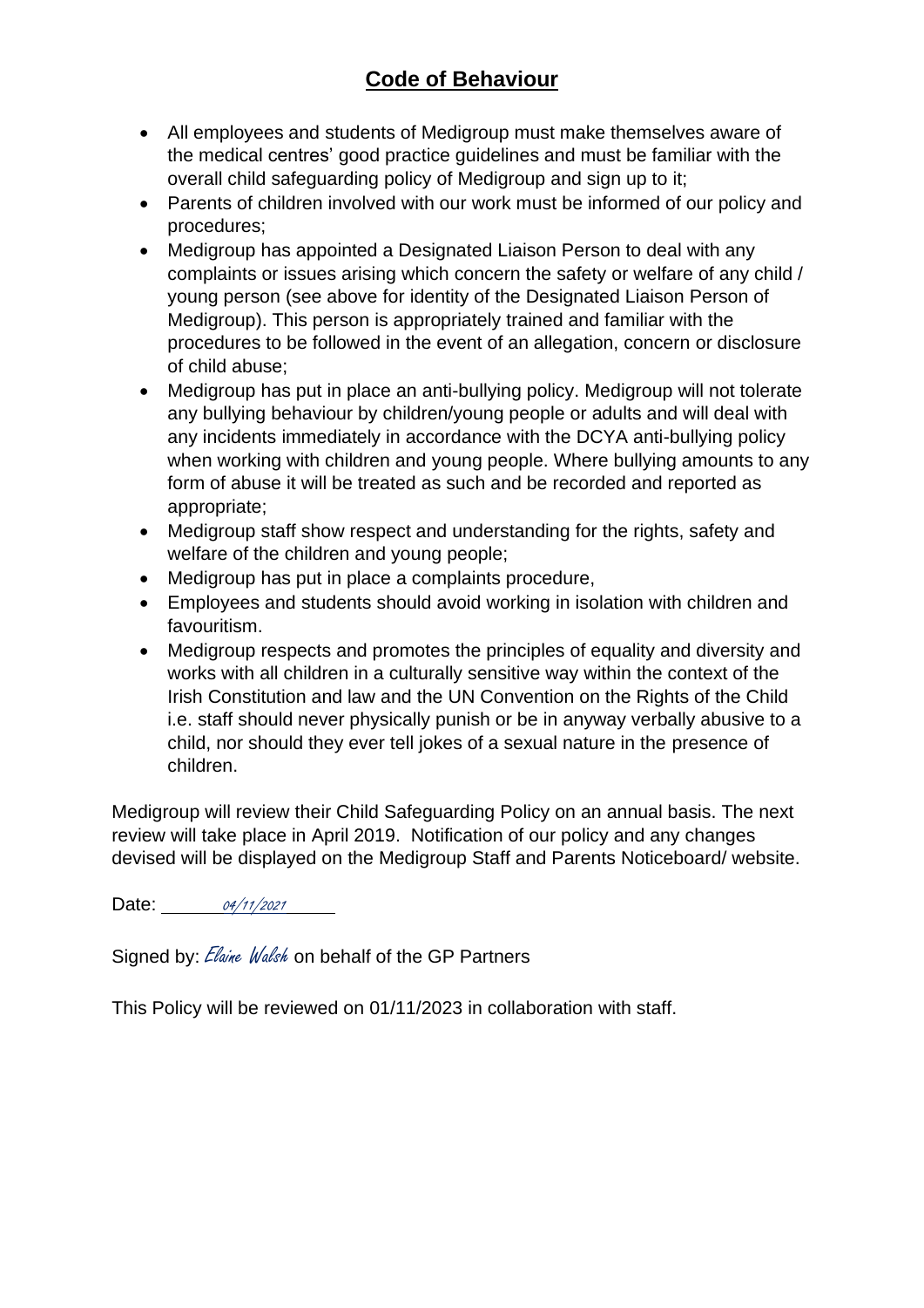## **Code of Behaviour**

- All employees and students of Medigroup must make themselves aware of the medical centres' good practice guidelines and must be familiar with the overall child safeguarding policy of Medigroup and sign up to it;
- Parents of children involved with our work must be informed of our policy and procedures;
- Medigroup has appointed a Designated Liaison Person to deal with any complaints or issues arising which concern the safety or welfare of any child / young person (see above for identity of the Designated Liaison Person of Medigroup). This person is appropriately trained and familiar with the procedures to be followed in the event of an allegation, concern or disclosure of child abuse;
- Medigroup has put in place an anti-bullying policy. Medigroup will not tolerate any bullying behaviour by children/young people or adults and will deal with any incidents immediately in accordance with the DCYA anti-bullying policy when working with children and young people. Where bullying amounts to any form of abuse it will be treated as such and be recorded and reported as appropriate;
- Medigroup staff show respect and understanding for the rights, safety and welfare of the children and young people;
- Medigroup has put in place a complaints procedure,
- Employees and students should avoid working in isolation with children and favouritism.
- Medigroup respects and promotes the principles of equality and diversity and works with all children in a culturally sensitive way within the context of the Irish Constitution and law and the UN Convention on the Rights of the Child i.e. staff should never physically punish or be in anyway verbally abusive to a child, nor should they ever tell jokes of a sexual nature in the presence of children.

Medigroup will review their Child Safeguarding Policy on an annual basis. The next review will take place in April 2019. Notification of our policy and any changes devised will be displayed on the Medigroup Staff and Parents Noticeboard/ website.

Date: 04/11/2021

Signed by: *Elaine Walsh* on behalf of the GP Partners

This Policy will be reviewed on 01/11/2023 in collaboration with staff.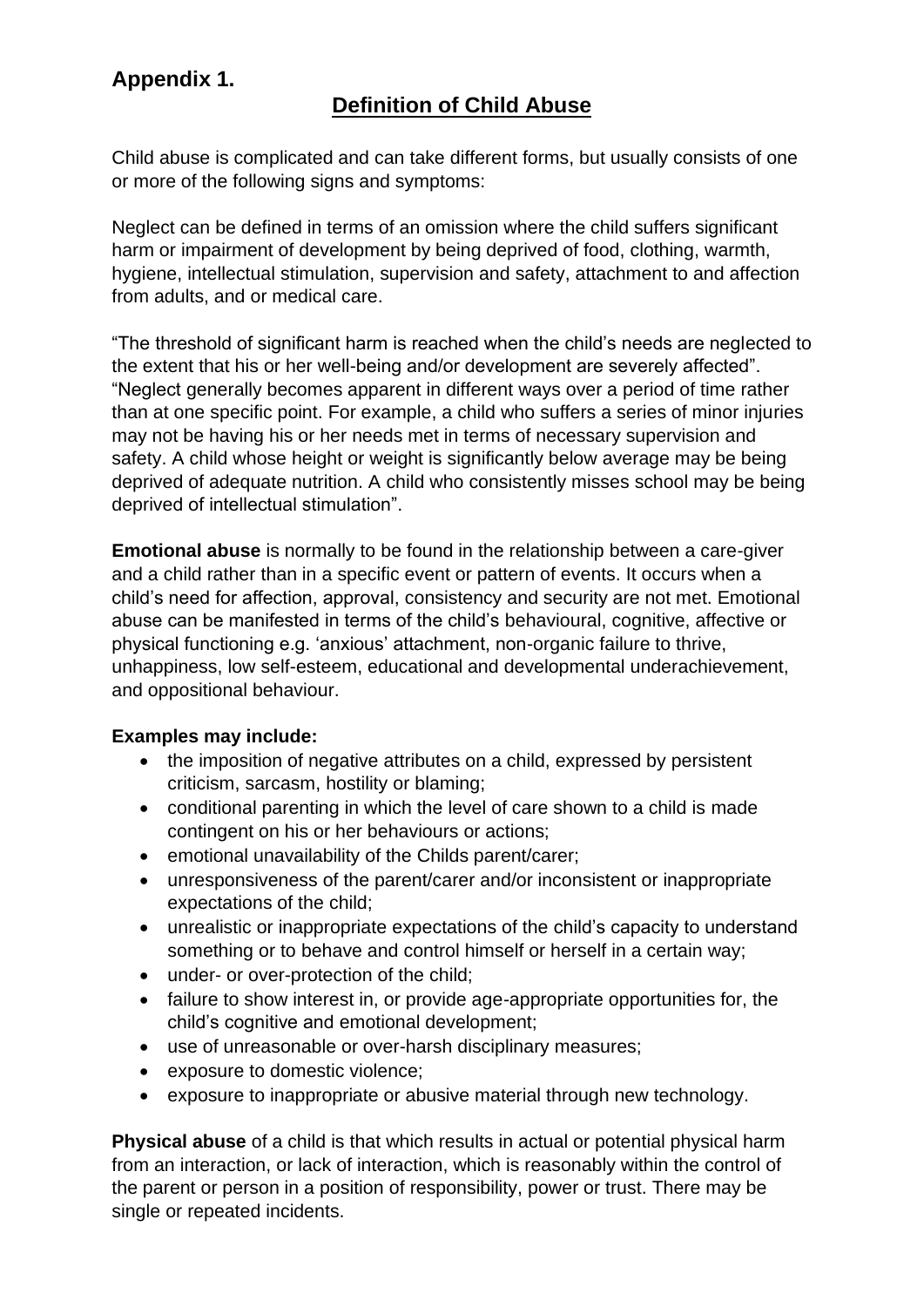## Appendix 1.

## Definition of Child Abuse

Child abuse is complicated and can take different forms, but usually consists of one or more of the following signs and symptoms:

Neglect can be defined in terms of an omission where the child suffers significant harm or impairment of development by being deprived of food, clothing, warmth, hygiene, intellectual stimulation, supervision and safety, attachment to and affection from adults, and or medical care.

"The threshold of significant harm is reached when the child's needs are neglected to the extent that his or her well-being and/or development are severely affected". "Neglect generally becomes apparent in different ways over a period of time rather than at one specific point. For example, a child who suffers a series of minor injuries may not be having his or her needs met in terms of necessary supervision and safety. A child whose height or weight is significantly below average may be being deprived of adequate nutrition. A child who consistently misses school may be being deprived of intellectual stimulation".

**Emotional abuse** is normally to be found in the relationship between a care-giver and a child rather than in a specific event or pattern of events. It occurs when a child's need for affection, approval, consistency and security are not met. Emotional abuse can be manifested in terms of the child's behavioural, cognitive, affective or physical functioning e.g. 'anxious' attachment, non-organic failure to thrive, unhappiness, low self-esteem, educational and developmental underachievement, and oppositional behaviour.

**Examples may include:**

- the imposition of negative attributes on a child, expressed by persistent criticism, sarcasm, hostility or blaming;
- conditional parenting in which the level of care shown to a child is made contingent on his or her behaviours or actions;
- emotional unavailability of the Childs parent/carer;
- unresponsiveness of the parent/carer and/or inconsistent or inappropriate expectations of the child;
- unrealistic or inappropriate expectations of the child's capacity to understand something or to behave and control himself or herself in a certain way;
- under- or over-protection of the child;
- failure to show interest in, or provide age-appropriate opportunities for, the child's cognitive and emotional development;
- use of unreasonable or over-harsh disciplinary measures;
- exposure to domestic violence;
- exposure to inappropriate or abusive material through new technology.

**Physical abuse** of a child is that which results in actual or potential physical harm from an interaction, or lack of interaction, which is reasonably within the control of the parent or person in a position of responsibility, power or trust. There may be single or repeated incidents.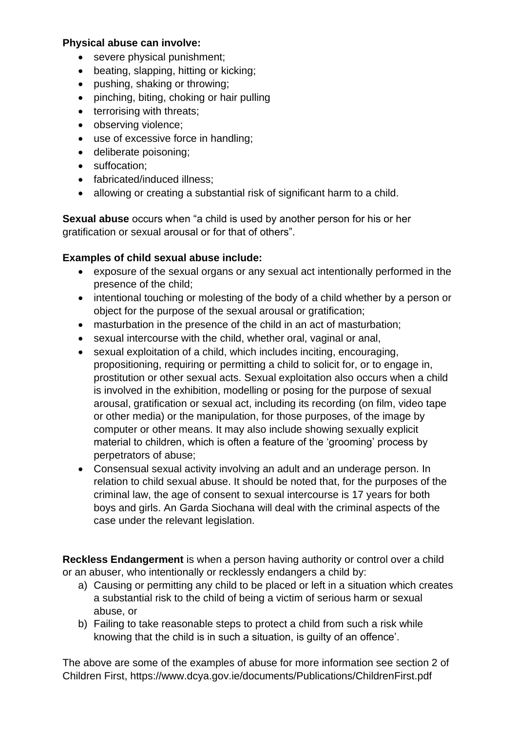**Physical abuse can involve:**

- severe physical punishment;
- beating, slapping, hitting or kicking;
- pushing, shaking or throwing;
- pinching, biting, choking or hair pulling
- terrorising with threats;
- observing violence;
- use of excessive force in handling;
- deliberate poisoning;
- suffocation;
- fabricated/induced illness;
- allowing or creating a substantial risk of significant harm to a child.

**Sexual abuse** occurs when "a child is used by another person for his or her gratification or sexual arousal or for that of others".

**Examples of child sexual abuse include:**

- exposure of the sexual organs or any sexual act intentionally performed in the presence of the child;
- intentional touching or molesting of the body of a child whether by a person or object for the purpose of the sexual arousal or gratification;
- masturbation in the presence of the child in an act of masturbation;
- sexual intercourse with the child, whether oral, vaginal or anal,
- sexual exploitation of a child, which includes inciting, encouraging, propositioning, requiring or permitting a child to solicit for, or to engage in, prostitution or other sexual acts. Sexual exploitation also occurs when a child is involved in the exhibition, modelling or posing for the purpose of sexual arousal, gratification or sexual act, including its recording (on film, video tape or other media) or the manipulation, for those purposes, of the image by computer or other means. It may also include showing sexually explicit material to children, which is often a feature of the 'grooming' process by perpetrators of abuse;
- Consensual sexual activity involving an adult and an underage person. In relation to child sexual abuse. It should be noted that, for the purposes of the criminal law, the age of consent to sexual intercourse is 17 years for both boys and girls. An Garda Siochana will deal with the criminal aspects of the case under the relevant legislation.

**Reckless Endangerment** is when a person having authority or control over a child or an abuser, who intentionally or recklessly endangers a child by:

a) Causing or permitting any child to be placed or left in a situation which creates a substantial risk to the child of being a victim of serious harm or sexual abuse, or
b) Failing to take reasonable steps to protect a child from such a risk while knowing that the child is in such a situation, is guilty of an offence'.

The above are some of the examples of abuse for more information see section 2 of Children First, https://www.dcya.gov.ie/documents/Publications/ChildrenFirst.pdf